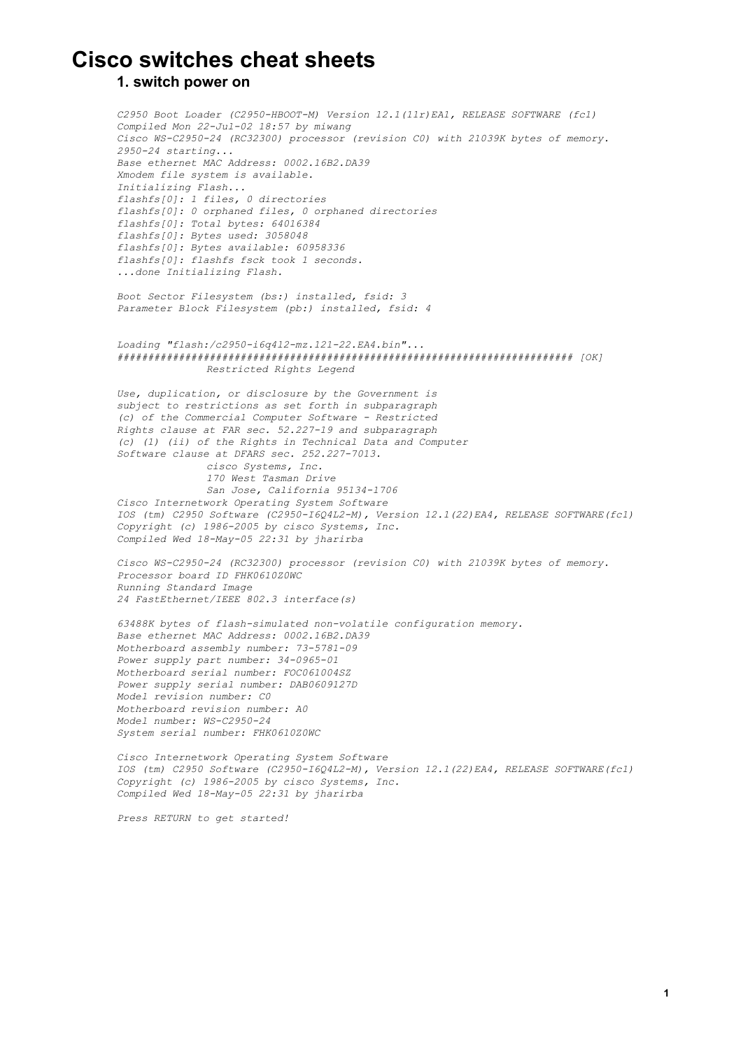# Cisco switches cheat sheets

## 1. switch power on

```
C2950 Boot Loader (C2950-HBOOT-M) Version 12.1(11r)EA1, RELEASE SOFTWARE (fc1)
Compiled Mon 22-Jul-02 18:57 by miwang
Cisco WS-C2950-24 (RC32300) processor (revision C0) with 21039K bytes of memory.
2950-24 starting...
Base ethernet MAC Address: 0002.16B2.DA39
Xmodem file system is available.
Initializing Flash...
flashfs[0]: 1 files, 0 directories
flashfs[0]: 0 orphaned files, 0 orphaned directories
flashfs[0]: Total bytes: 64016384
flashfs[0]: Bytes used: 3058048
flashfs[0]: Bytes available: 60958336
flashfs[0]: flashfs fsck took 1 seconds.
...done Initializing Flash.

Boot Sector Filesystem (bs:) installed, fsid: 3
Parameter Block Filesystem (pb:) installed, fsid: 4


Loading "flash:/c2950-i6q4l2-mz.121-22.EA4.bin"...
####################################################################### [OK]
               Restricted Rights Legend

Use, duplication, or disclosure by the Government is
subject to restrictions as set forth in subparagraph
(c) of the Commercial Computer Software - Restricted
Rights clause at FAR sec. 52.227-19 and subparagraph
(c) (1) (ii) of the Rights in Technical Data and Computer
Software clause at DFARS sec. 252.227-7013.
               cisco Systems, Inc.
               170 West Tasman Drive
               San Jose, California 95134-1706
Cisco Internetwork Operating System Software
IOS (tm) C2950 Software (C2950-I6Q4L2-M), Version 12.1(22)EA4, RELEASE SOFTWARE(fc1)
Copyright (c) 1986-2005 by cisco Systems, Inc.
Compiled Wed 18-May-05 22:31 by jharirba

Cisco WS-C2950-24 (RC32300) processor (revision C0) with 21039K bytes of memory.
Processor board ID FHK0610Z0WC
Running Standard Image
24 FastEthernet/IEEE 802.3 interface(s)

63488K bytes of flash-simulated non-volatile configuration memory.
Base ethernet MAC Address: 0002.16B2.DA39
Motherboard assembly number: 73-5781-09
Power supply part number: 34-0965-01
Motherboard serial number: FOC061004SZ
Power supply serial number: DAB0609127D
Model revision number: C0
Motherboard revision number: A0
Model number: WS-C2950-24
System serial number: FHK0610Z0WC

Cisco Internetwork Operating System Software
IOS (tm) C2950 Software (C2950-I6Q4L2-M), Version 12.1(22)EA4, RELEASE SOFTWARE(fc1)
Copyright (c) 1986-2005 by cisco Systems, Inc.
Compiled Wed 18-May-05 22:31 by jharirba

Press RETURN to get started!
```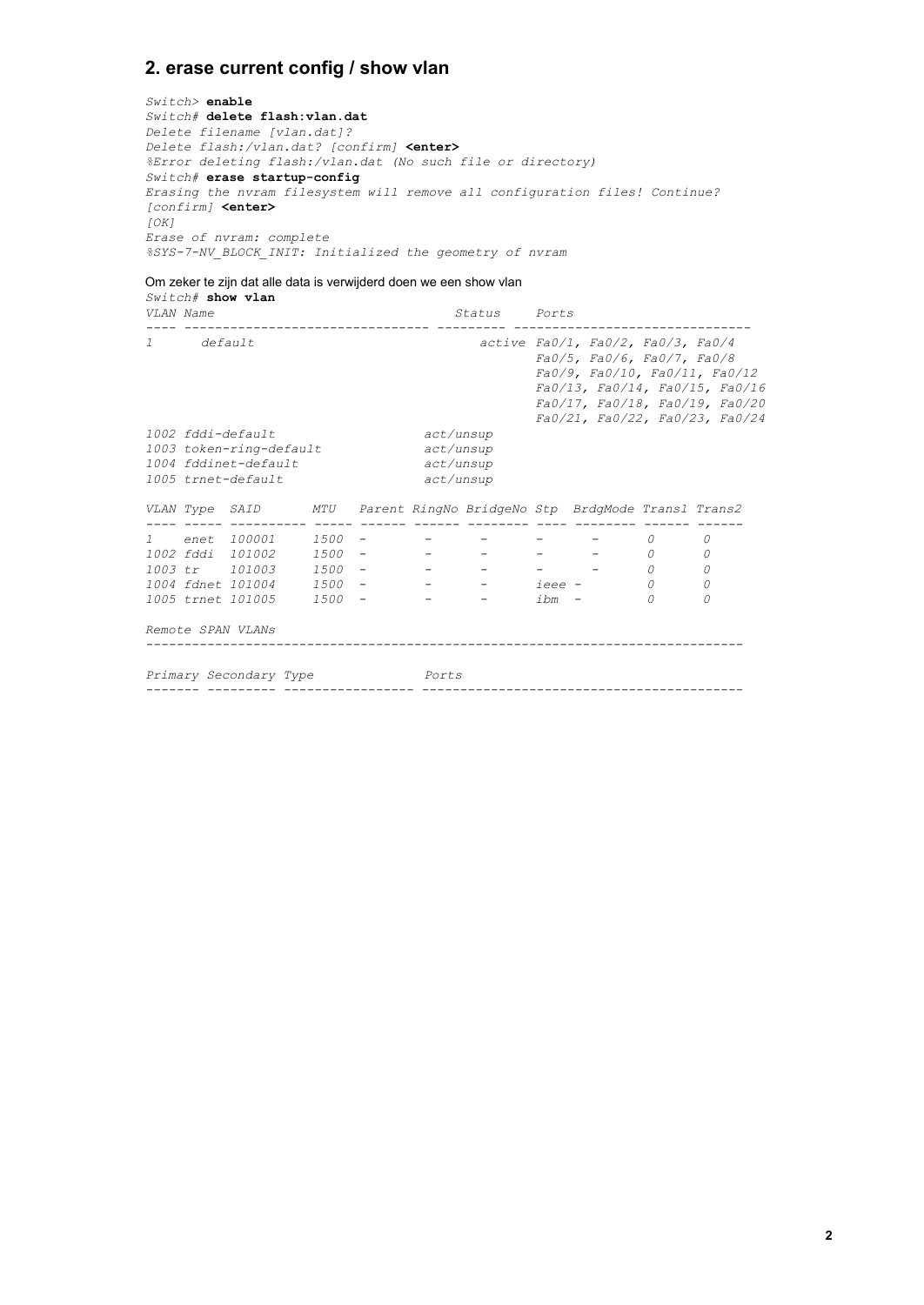## 2. erase current config / show vlan

```
Switch> enable
Switch# delete flash:vlan.dat
Delete filename [vlan.dat]?
Delete flash:/vlan.dat? [confirm] <enter>
%Error deleting flash:/vlan.dat (No such file or directory)
Switch# erase startup-config
Erasing the nvram filesystem will remove all configuration files! Continue?
[confirm] <enter>
[OK]
Erase of nvram: complete
%SYS-7-NV_BLOCK_INIT: Initialized the geometry of nvram
```

Om zeker te zijn dat alle data is verwijderd doen we een show vlan

```
Switch# show vlan
VLAN Name                             Status    Ports
---- -------------------------------- --------- -------------------------------
1      default                              active Fa0/1, Fa0/2, Fa0/3, Fa0/4
                                                Fa0/5, Fa0/6, Fa0/7, Fa0/8
                                                Fa0/9, Fa0/10, Fa0/11, Fa0/12
                                                Fa0/13, Fa0/14, Fa0/15, Fa0/16
                                                Fa0/17, Fa0/18, Fa0/19, Fa0/20
                                                Fa0/21, Fa0/22, Fa0/23, Fa0/24
1002 fddi-default                     act/unsup
1003 token-ring-default               act/unsup
1004 fddinet-default                  act/unsup
1005 trnet-default                    act/unsup

VLAN Type  SAID       MTU   Parent RingNo BridgeNo Stp  BrdgMode Trans1 Trans2
---- ----- ---------- ----- ------ ------ -------- ---- -------- ------ ------
1    enet  100001     1500  -      -      -        -    -        0      0
1002 fddi  101002     1500  -      -      -        -    -        0      0
1003 tr    101003     1500  -      -      -        -    -        0      0
1004 fdnet 101004     1500  -      -      -        ieee -        0      0
1005 trnet 101005     1500  -      -      -        ibm  -        0      0

Remote SPAN VLANs
------------------------------------------------------------------------------

Primary Secondary Type              Ports
------- --------- ----------------- ------------------------------------------
```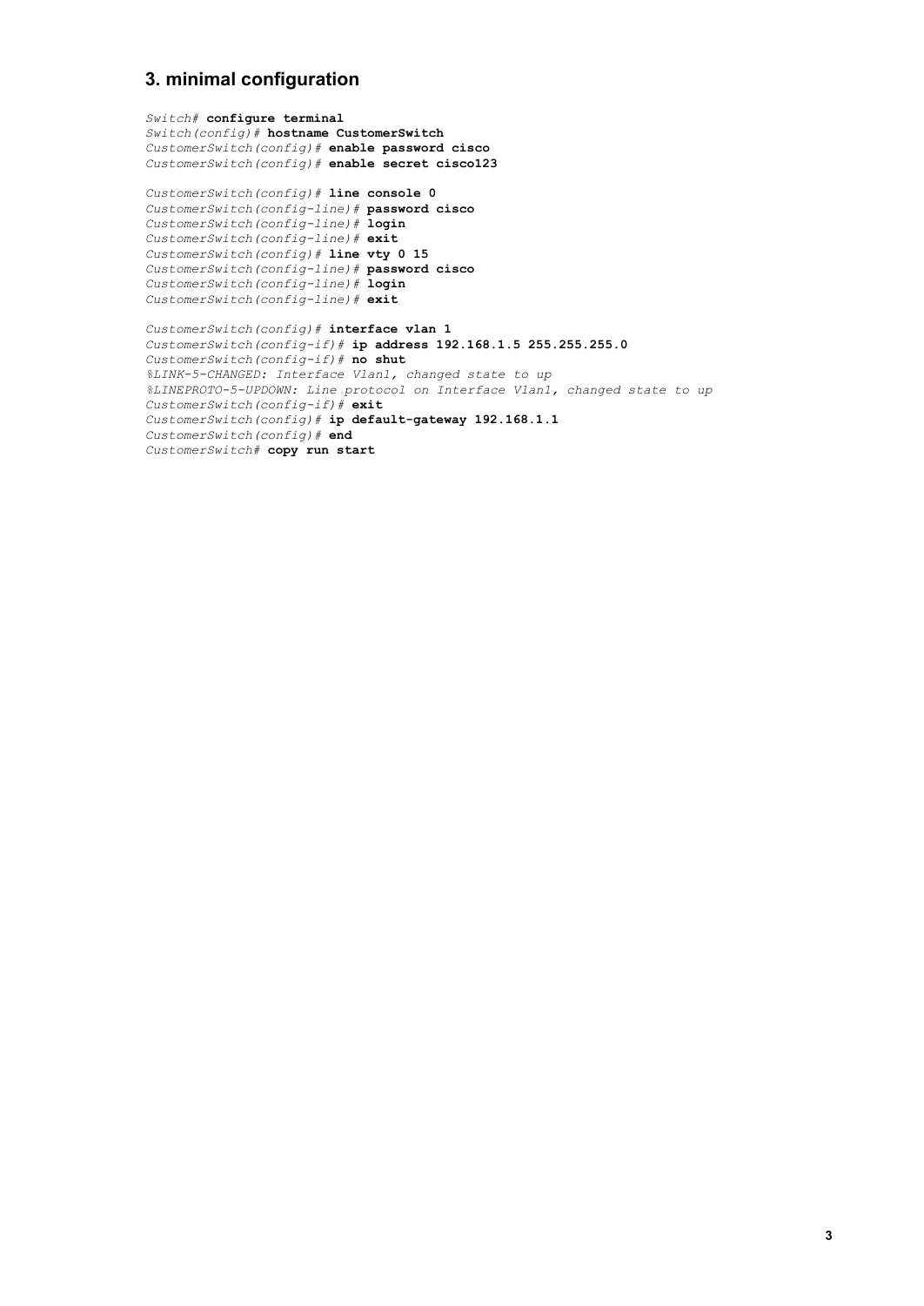## 3. minimal configuration

```
Switch# configure terminal
Switch(config)# hostname CustomerSwitch
CustomerSwitch(config)# enable password cisco
CustomerSwitch(config)# enable secret cisco123

CustomerSwitch(config)# line console 0
CustomerSwitch(config-line)# password cisco
CustomerSwitch(config-line)# login
CustomerSwitch(config-line)# exit
CustomerSwitch(config)# line vty 0 15
CustomerSwitch(config-line)# password cisco
CustomerSwitch(config-line)# login
CustomerSwitch(config-line)# exit

CustomerSwitch(config)# interface vlan 1
CustomerSwitch(config-if)# ip address 192.168.1.5 255.255.255.0
CustomerSwitch(config-if)# no shut
%LINK-5-CHANGED: Interface Vlan1, changed state to up
%LINEPROTO-5-UPDOWN: Line protocol on Interface Vlan1, changed state to up
CustomerSwitch(config-if)# exit
CustomerSwitch(config)# ip default-gateway 192.168.1.1
CustomerSwitch(config)# end
CustomerSwitch# copy run start
```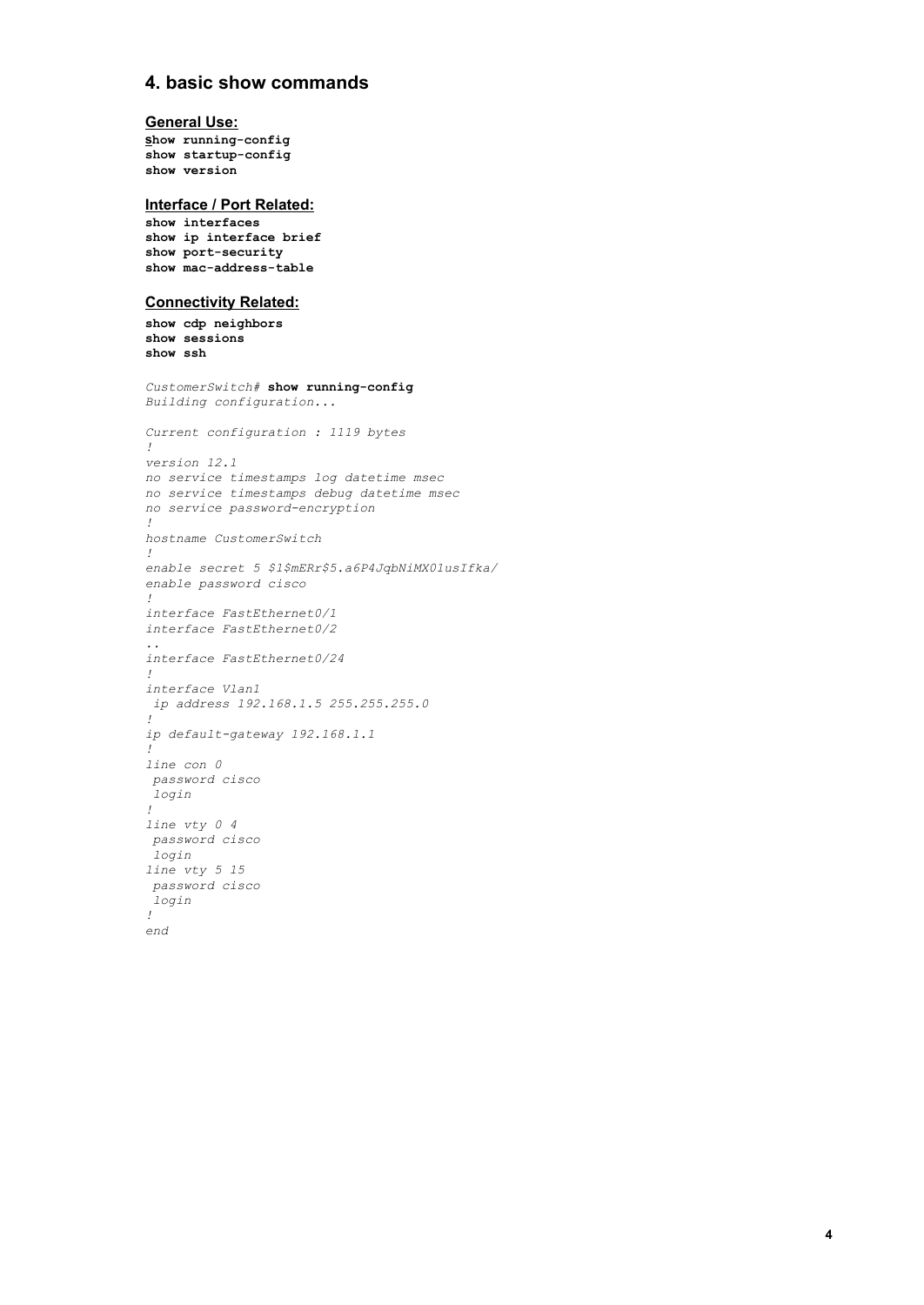## 4. basic show commands

### General Use:

```
show running-config
show startup-config
show version
```

### Interface / Port Related:

```
show interfaces
show ip interface brief
show port-security
show mac-address-table
```

### Connectivity Related:

```
show cdp neighbors
show sessions
show ssh
```

```
CustomerSwitch# show running-config
Building configuration...

Current configuration : 1119 bytes
!
version 12.1
no service timestamps log datetime msec
no service timestamps debug datetime msec
no service password-encryption
!
hostname CustomerSwitch
!
enable secret 5 $1$mERr$5.a6P4JqbNiMX01usIfka/
enable password cisco
!
interface FastEthernet0/1
interface FastEthernet0/2
..
interface FastEthernet0/24
!
interface Vlan1
 ip address 192.168.1.5 255.255.255.0
!
ip default-gateway 192.168.1.1
!
line con 0
 password cisco
 login
!
line vty 0 4
 password cisco
 login
line vty 5 15
 password cisco
 login
!
end
```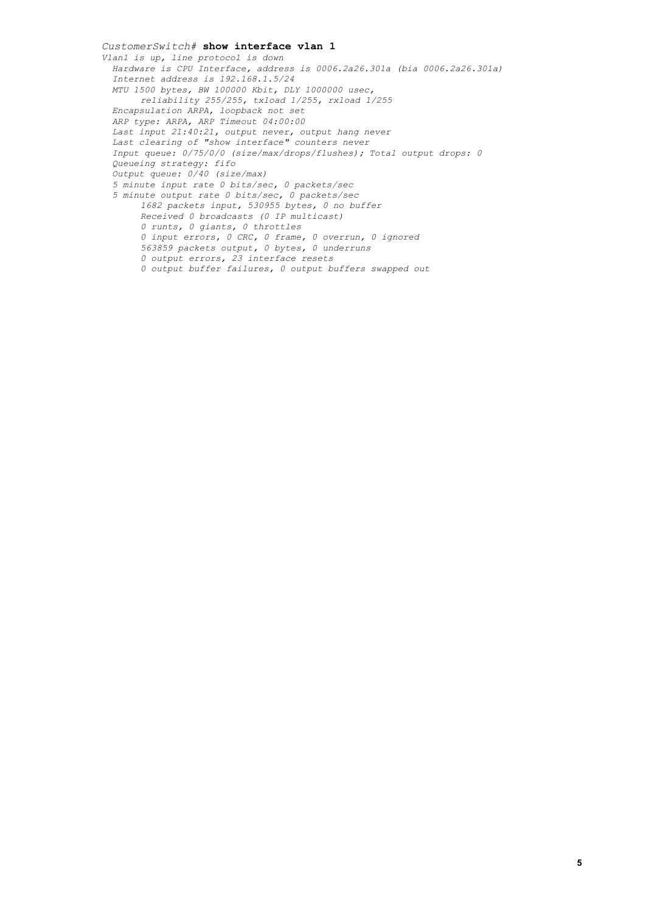```
CustomerSwitch# show interface vlan 1
Vlan1 is up, line protocol is down
  Hardware is CPU Interface, address is 0006.2a26.301a (bia 0006.2a26.301a)
  Internet address is 192.168.1.5/24
  MTU 1500 bytes, BW 100000 Kbit, DLY 1000000 usec,
       reliability 255/255, txload 1/255, rxload 1/255
  Encapsulation ARPA, loopback not set
  ARP type: ARPA, ARP Timeout 04:00:00
  Last input 21:40:21, output never, output hang never
  Last clearing of "show interface" counters never
  Input queue: 0/75/0/0 (size/max/drops/flushes); Total output drops: 0
  Queueing strategy: fifo
  Output queue: 0/40 (size/max)
  5 minute input rate 0 bits/sec, 0 packets/sec
  5 minute output rate 0 bits/sec, 0 packets/sec
       1682 packets input, 530955 bytes, 0 no buffer
       Received 0 broadcasts (0 IP multicast)
       0 runts, 0 giants, 0 throttles
       0 input errors, 0 CRC, 0 frame, 0 overrun, 0 ignored
       563859 packets output, 0 bytes, 0 underruns
       0 output errors, 23 interface resets
       0 output buffer failures, 0 output buffers swapped out
```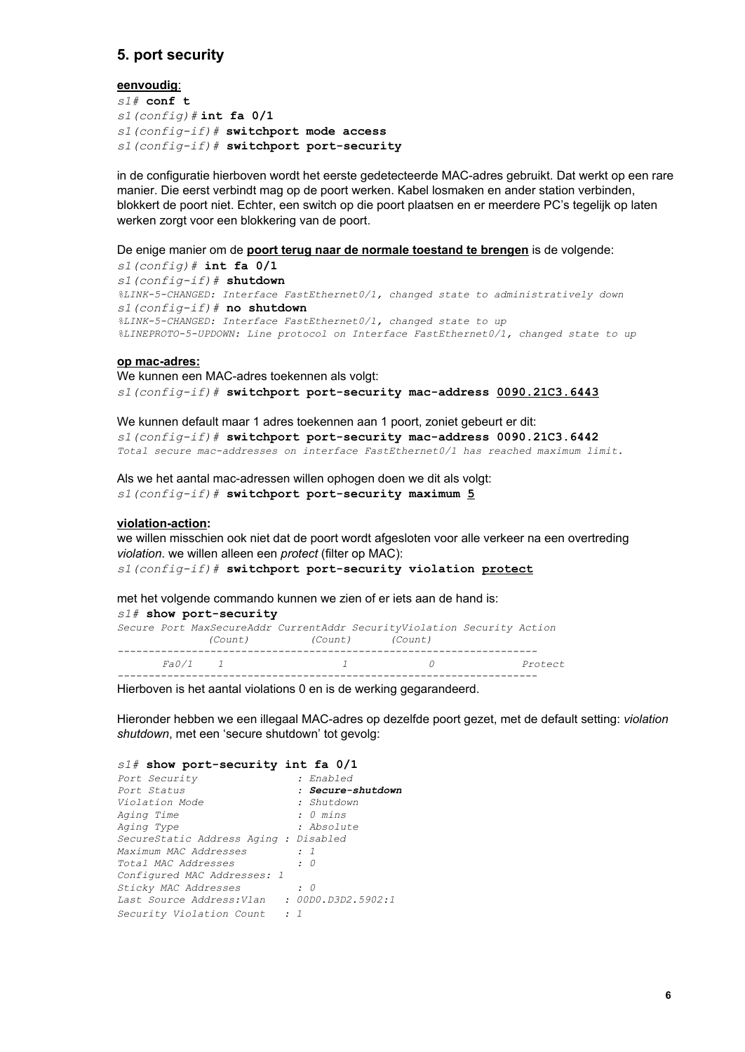## 5. port security

**eenvoudig**:

```
s1# conf t
s1(config)# int fa 0/1
s1(config-if)# switchport mode access
s1(config-if)# switchport port-security
```

in de configuratie hierboven wordt het eerste gedetecteerde MAC-adres gebruikt. Dat werkt op een rare manier. Die eerst verbindt mag op de poort werken. Kabel losmaken en ander station verbinden, blokkert de poort niet. Echter, een switch op die poort plaatsen en er meerdere PC's tegelijk op laten werken zorgt voor een blokkering van de poort.

De enige manier om de **poort terug naar de normale toestand te brengen** is de volgende:

```
s1(config)# int fa 0/1
s1(config-if)# shutdown
%LINK-5-CHANGED: Interface FastEthernet0/1, changed state to administratively down
s1(config-if)# no shutdown
%LINK-5-CHANGED: Interface FastEthernet0/1, changed state to up
%LINEPROTO-5-UPDOWN: Line protocol on Interface FastEthernet0/1, changed state to up
```

**op mac-adres:**

We kunnen een MAC-adres toekennen als volgt:

```
s1(config-if)# switchport port-security mac-address 0090.21C3.6443
```

We kunnen default maar 1 adres toekennen aan 1 poort, zoniet gebeurt er dit:

```
s1(config-if)# switchport port-security mac-address 0090.21C3.6442
Total secure mac-addresses on interface FastEthernet0/1 has reached maximum limit.
```

Als we het aantal mac-adressen willen ophogen doen we dit als volgt:

```
s1(config-if)# switchport port-security maximum 5
```

**violation-action:**

we willen misschien ook niet dat de poort wordt afgesloten voor alle verkeer na een overtreding *violation*. we willen alleen een *protect* (filter op MAC):

```
s1(config-if)# switchport port-security violation protect
```

met het volgende commando kunnen we zien of er iets aan de hand is:

```
s1# show port-security
Secure Port MaxSecureAddr CurrentAddr SecurityViolation Security Action
               (Count)         (Count)        (Count)
--------------------------------------------------------------------
       Fa0/1    1                  1             0              Protect
--------------------------------------------------------------------
```

Hierboven is het aantal violations 0 en is de werking gegarandeerd.

Hieronder hebben we een illegaal MAC-adres op dezelfde poort gezet, met de default setting: *violation shutdown*, met een 'secure shutdown' tot gevolg:

```
s1# show port-security int fa 0/1
Port Security                : Enabled
Port Status                  : Secure-shutdown
Violation Mode               : Shutdown
Aging Time                   : 0 mins
Aging Type                   : Absolute
SecureStatic Address Aging : Disabled
Maximum MAC Addresses        : 1
Total MAC Addresses          : 0
Configured MAC Addresses: 1
Sticky MAC Addresses         : 0
Last Source Address:Vlan   : 00D0.D3D2.5902:1
Security Violation Count   : 1
```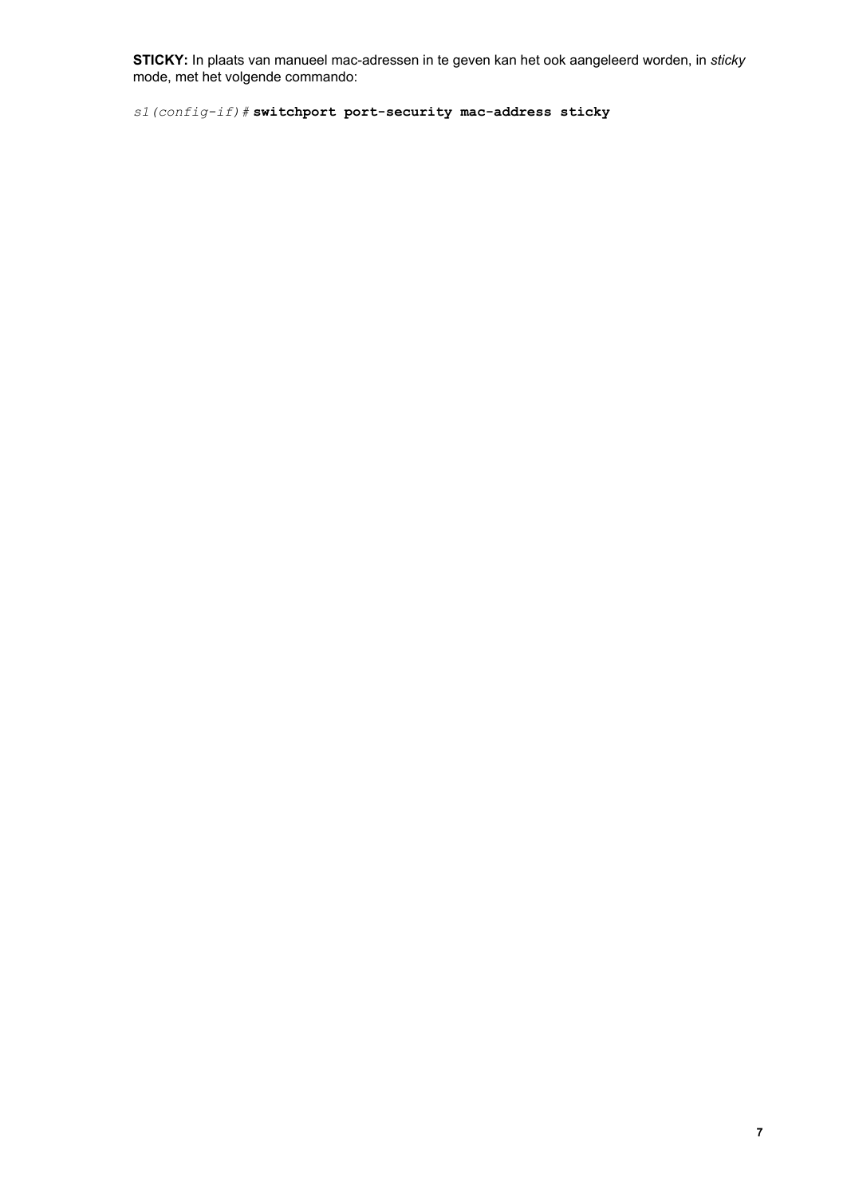**STICKY:** In plaats van manueel mac-adressen in te geven kan het ook aangeleerd worden, in *sticky* mode, met het volgende commando:

```
s1(config-if)# switchport port-security mac-address sticky
```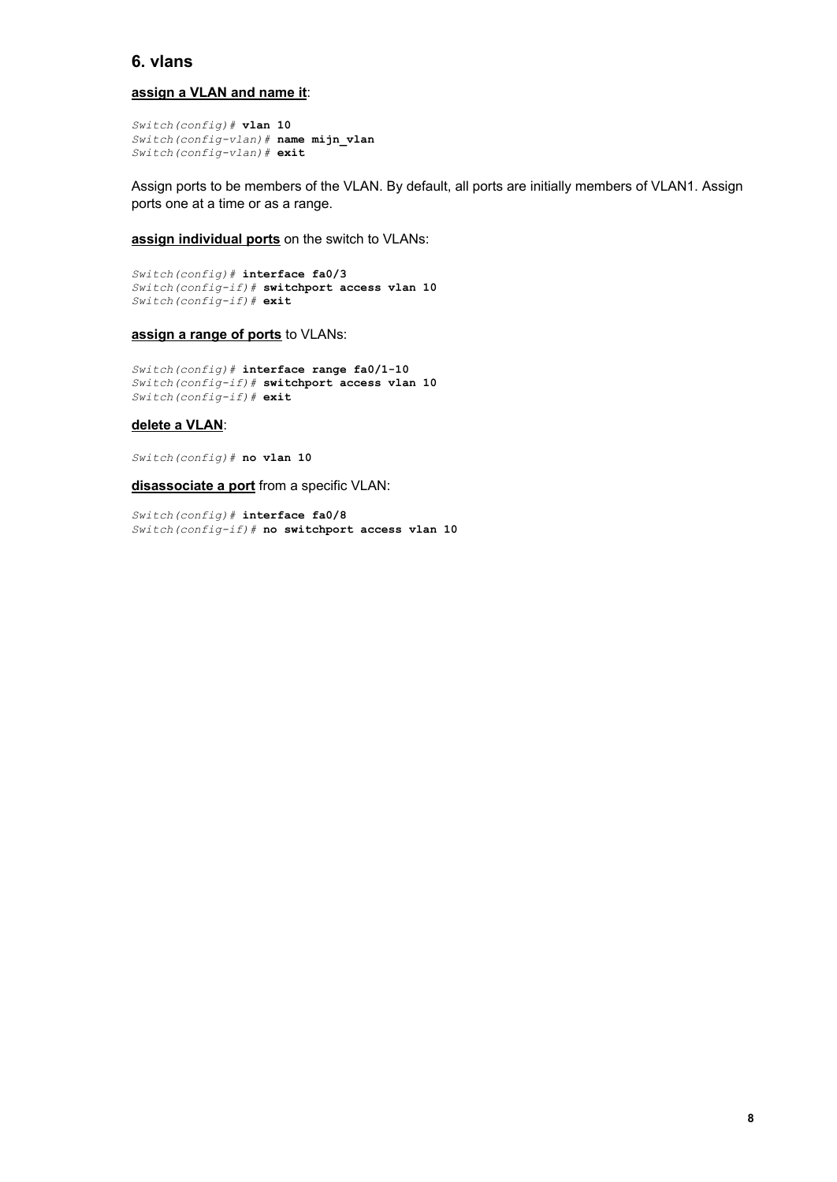## 6. vlans

**assign a VLAN and name it**:

```
Switch(config)# vlan 10
Switch(config-vlan)# name mijn_vlan
Switch(config-vlan)# exit
```

Assign ports to be members of the VLAN. By default, all ports are initially members of VLAN1. Assign ports one at a time or as a range.

**assign individual ports** on the switch to VLANs:

```
Switch(config)# interface fa0/3
Switch(config-if)# switchport access vlan 10
Switch(config-if)# exit
```

**assign a range of ports** to VLANs:

```
Switch(config)# interface range fa0/1-10
Switch(config-if)# switchport access vlan 10
Switch(config-if)# exit
```

**delete a VLAN**:

```
Switch(config)# no vlan 10
```

**disassociate a port** from a specific VLAN:

```
Switch(config)# interface fa0/8
Switch(config-if)# no switchport access vlan 10
```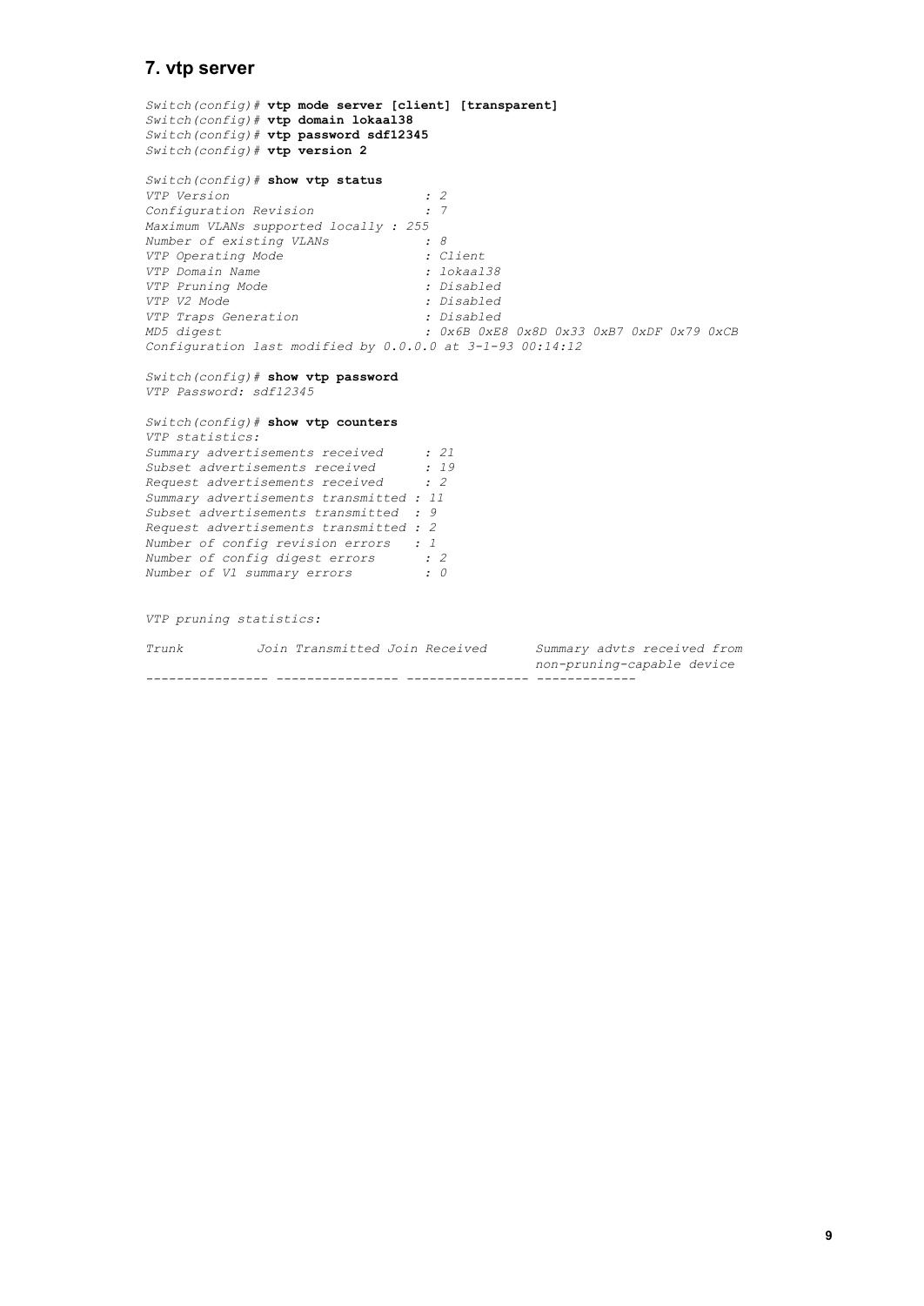## 7. vtp server

```
Switch(config)# vtp mode server [client] [transparent]
Switch(config)# vtp domain lokaal38
Switch(config)# vtp password sdf12345
Switch(config)# vtp version 2

Switch(config)# show vtp status
VTP Version                        : 2
Configuration Revision             : 7
Maximum VLANs supported locally : 255
Number of existing VLANs           : 8
VTP Operating Mode                 : Client
VTP Domain Name                    : lokaal38
VTP Pruning Mode                   : Disabled
VTP V2 Mode                        : Disabled
VTP Traps Generation               : Disabled
MD5 digest                         : 0x6B 0xE8 0x8D 0x33 0xB7 0xDF 0x79 0xCB
Configuration last modified by 0.0.0.0 at 3-1-93 00:14:12

Switch(config)# show vtp password
VTP Password: sdf12345

Switch(config)# show vtp counters
VTP statistics:
Summary advertisements received      : 21
Subset advertisements received       : 19
Request advertisements received      : 2
Summary advertisements transmitted : 11
Subset advertisements transmitted  : 9
Request advertisements transmitted : 2
Number of config revision errors   : 1
Number of config digest errors       : 2
Number of V1 summary errors          : 0


VTP pruning statistics:

Trunk          Join Transmitted Join Received      Summary advts received from
                                                   non-pruning-capable device
---------------- ---------------- ---------------- -------------
```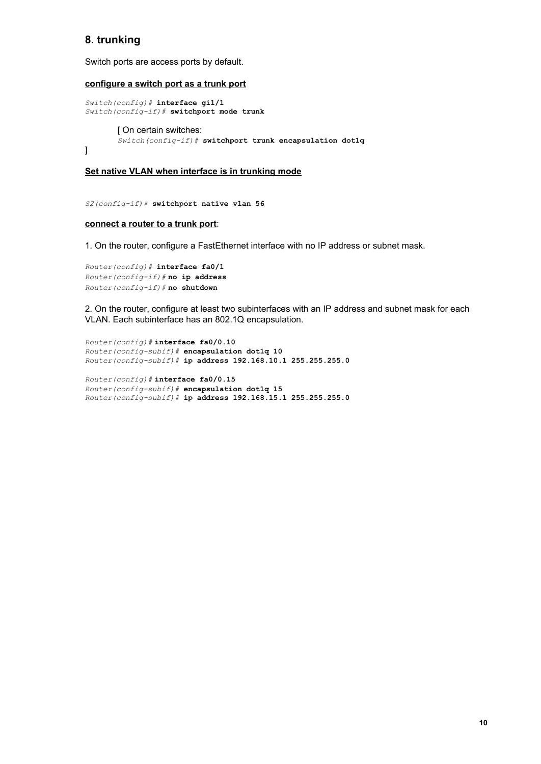## 8. trunking

Switch ports are access ports by default.

**configure a switch port as a trunk port**

```
Switch(config)# interface gi1/1
Switch(config-if)# switchport mode trunk
```

[ On certain switches:

```
Switch(config-if)# switchport trunk encapsulation dot1q
```

]

**Set native VLAN when interface is in trunking mode**

```
S2(config-if)# switchport native vlan 56
```

**connect a router to a trunk port**:

1. On the router, configure a FastEthernet interface with no IP address or subnet mask.

```
Router(config)# interface fa0/1
Router(config-if)# no ip address
Router(config-if)# no shutdown
```

2. On the router, configure at least two subinterfaces with an IP address and subnet mask for each VLAN. Each subinterface has an 802.1Q encapsulation.

```
Router(config)# interface fa0/0.10
Router(config-subif)# encapsulation dot1q 10
Router(config-subif)# ip address 192.168.10.1 255.255.255.0

Router(config)# interface fa0/0.15
Router(config-subif)# encapsulation dot1q 15
Router(config-subif)# ip address 192.168.15.1 255.255.255.0
```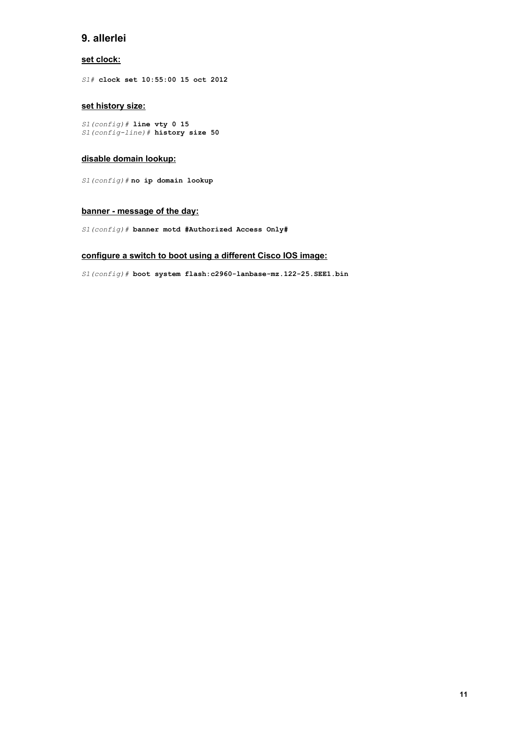## 9. allerlei

### set clock:

```
S1# clock set 10:55:00 15 oct 2012
```

### set history size:

```
S1(config)# line vty 0 15
S1(config-line)# history size 50
```

### disable domain lookup:

```
S1(config)# no ip domain lookup
```

### banner - message of the day:

```
S1(config)# banner motd #Authorized Access Only#
```

### configure a switch to boot using a different Cisco IOS image:

```
S1(config)# boot system flash:c2960-lanbase-mz.122-25.SEE1.bin
```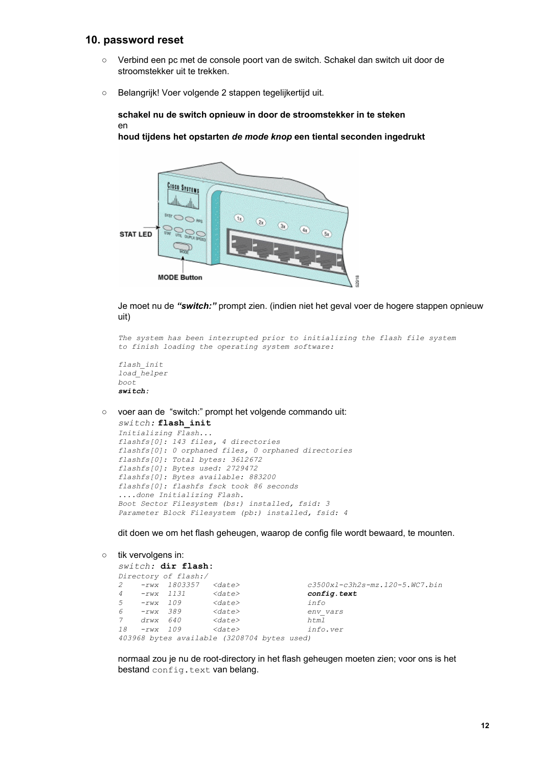## 10. password reset

- Verbind een pc met de console poort van de switch. Schakel dan switch uit door de stroomstekker uit te trekken.

- Belangrijk! Voer volgende 2 stappen tegelijkertijd uit.

  **schakel nu de switch opnieuw in door de stroomstekker in te steken**
  en
  **houd tijdens het opstarten *de mode knop* een tiental seconden ingedrukt**

  Je moet nu de ***"switch:"*** prompt zien. (indien niet het geval voer de hogere stappen opnieuw uit)

```
The system has been interrupted prior to initializing the flash file system
to finish loading the operating system software:

flash_init
load_helper
boot
switch:
```

- voer aan de "switch:" prompt het volgende commando uit:

```
switch: flash_init
Initializing Flash...
flashfs[0]: 143 files, 4 directories
flashfs[0]: 0 orphaned files, 0 orphaned directories
flashfs[0]: Total bytes: 3612672
flashfs[0]: Bytes used: 2729472
flashfs[0]: Bytes available: 883200
flashfs[0]: flashfs fsck took 86 seconds
....done Initializing Flash.
Boot Sector Filesystem (bs:) installed, fsid: 3
Parameter Block Filesystem (pb:) installed, fsid: 4
```

  dit doen we om het flash geheugen, waarop de config file wordt bewaard, te mounten.

- tik vervolgens in:

```
switch: dir flash:
Directory of flash:/
2    -rwx  1803357   <date>              c3500xl-c3h2s-mz.120-5.WC7.bin
4    -rwx  1131      <date>              config.text
5    -rwx  109       <date>              info
6    -rwx  389       <date>              env_vars
7    drwx  640       <date>              html
18   -rwx  109       <date>              info.ver
403968 bytes available (3208704 bytes used)
```

  normaal zou je nu de root-directory in het flash geheugen moeten zien; voor ons is het bestand `config.text` van belang.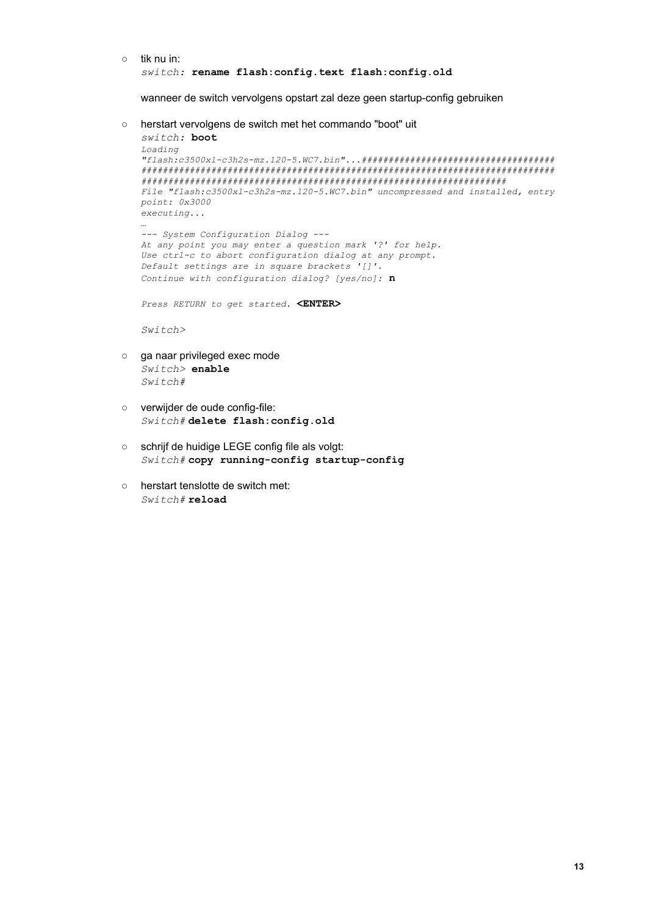- tik nu in:
  ```
  switch: rename flash:config.text flash:config.old
  ```

  wanneer de switch vervolgens opstart zal deze geen startup-config gebruiken

- herstart vervolgens de switch met het commando "boot" uit
  ```
  switch: boot
  Loading
  "flash:c3500xl-c3h2s-mz.120-5.WC7.bin"...####################################
  ############################################################################
  ################################################################
  File "flash:c3500xl-c3h2s-mz.120-5.WC7.bin" uncompressed and installed, entry
  point: 0x3000
  executing...
  …
  --- System Configuration Dialog ---
  At any point you may enter a question mark '?' for help.
  Use ctrl-c to abort configuration dialog at any prompt.
  Default settings are in square brackets '[]'.
  Continue with configuration dialog? [yes/no]: n

  Press RETURN to get started. <ENTER>

  Switch>
  ```

- ga naar privileged exec mode
  ```
  Switch> enable
  Switch#
  ```

- verwijder de oude config-file:
  ```
  Switch# delete flash:config.old
  ```

- schrijf de huidige LEGE config file als volgt:
  ```
  Switch# copy running-config startup-config
  ```

- herstart tenslotte de switch met:
  ```
  Switch# reload
  ```